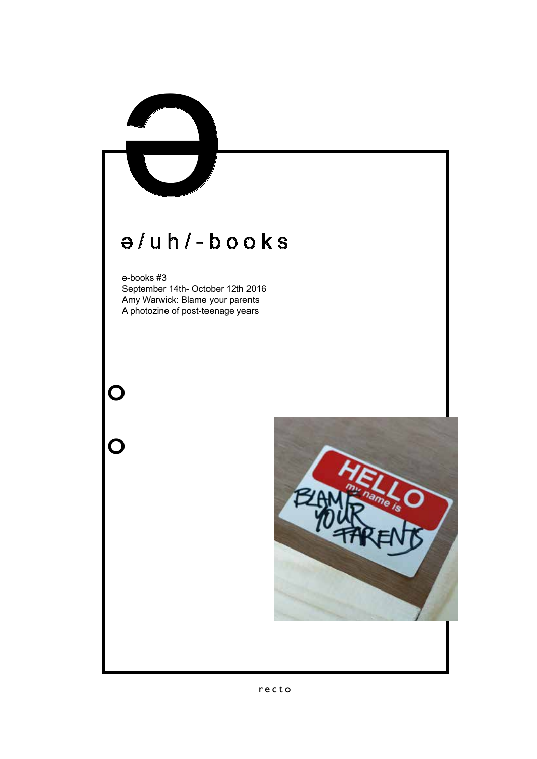# ə

## ə/uh/-books

ə-books #3
September 14th- October 12th 2016
Amy Warwick: Blame your parents
A photozine of post-teenage years

recto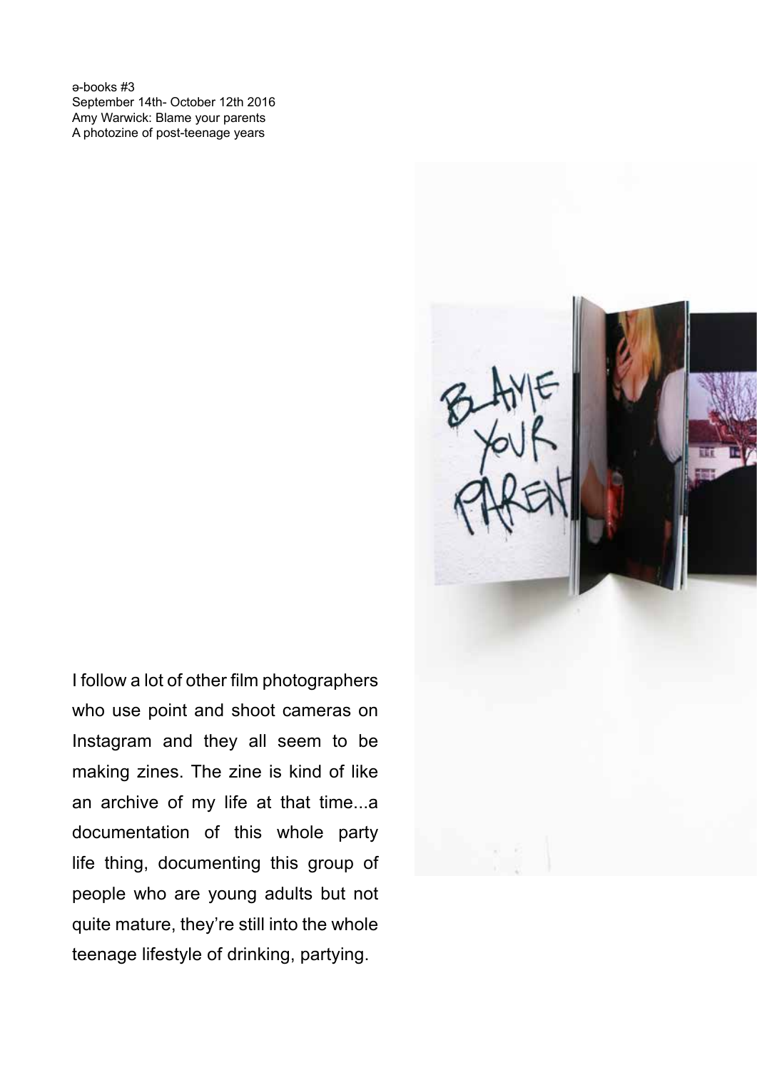ə-books #3
September 14th- October 12th 2016
Amy Warwick: Blame your parents
A photozine of post-teenage years

I follow a lot of other film photographers who use point and shoot cameras on Instagram and they all seem to be making zines. The zine is kind of like an archive of my life at that time...a documentation of this whole party life thing, documenting this group of people who are young adults but not quite mature, they're still into the whole teenage lifestyle of drinking, partying.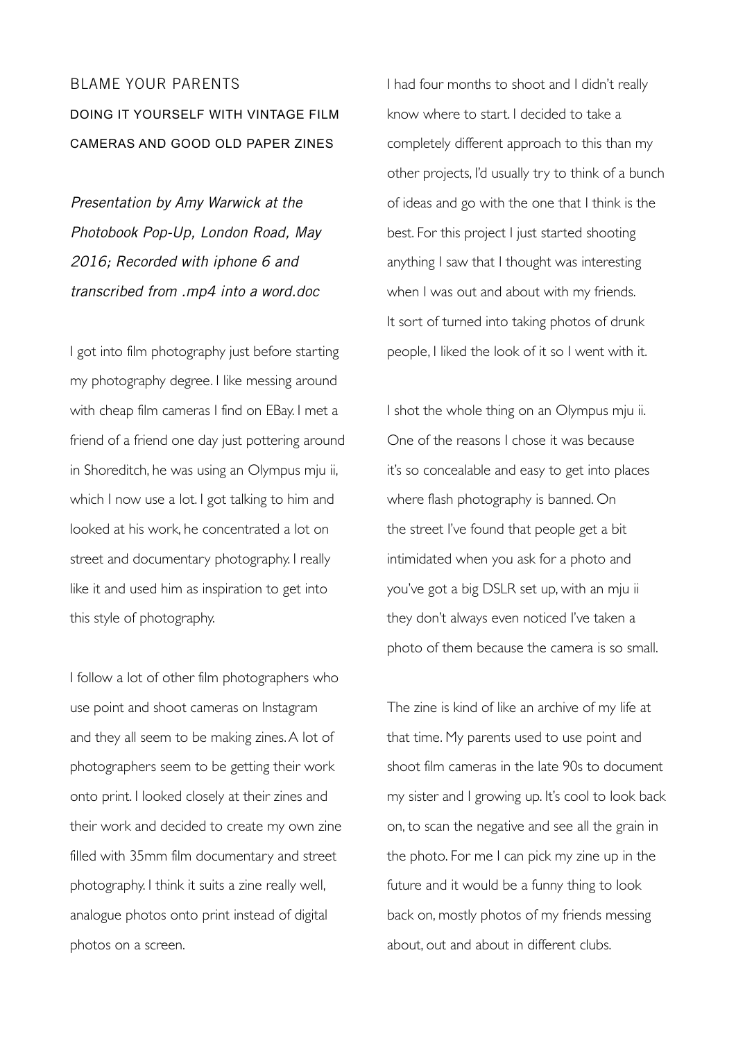## BLAME YOUR PARENTS

### DOING IT YOURSELF WITH VINTAGE FILM CAMERAS AND GOOD OLD PAPER ZINES

*Presentation by Amy Warwick at the Photobook Pop-Up, London Road, May 2016; Recorded with iphone 6 and transcribed from .mp4 into a word.doc*

I got into film photography just before starting my photography degree. I like messing around with cheap film cameras I find on EBay. I met a friend of a friend one day just pottering around in Shoreditch, he was using an Olympus mju ii, which I now use a lot. I got talking to him and looked at his work, he concentrated a lot on street and documentary photography. I really like it and used him as inspiration to get into this style of photography.

I follow a lot of other film photographers who use point and shoot cameras on Instagram and they all seem to be making zines. A lot of photographers seem to be getting their work onto print. I looked closely at their zines and their work and decided to create my own zine filled with 35mm film documentary and street photography. I think it suits a zine really well, analogue photos onto print instead of digital photos on a screen.

I had four months to shoot and I didn't really know where to start. I decided to take a completely different approach to this than my other projects, I'd usually try to think of a bunch of ideas and go with the one that I think is the best. For this project I just started shooting anything I saw that I thought was interesting when I was out and about with my friends. It sort of turned into taking photos of drunk people, I liked the look of it so I went with it.

I shot the whole thing on an Olympus mju ii. One of the reasons I chose it was because it's so concealable and easy to get into places where flash photography is banned. On the street I've found that people get a bit intimidated when you ask for a photo and you've got a big DSLR set up, with an mju ii they don't always even noticed I've taken a photo of them because the camera is so small.

The zine is kind of like an archive of my life at that time. My parents used to use point and shoot film cameras in the late 90s to document my sister and I growing up. It's cool to look back on, to scan the negative and see all the grain in the photo. For me I can pick my zine up in the future and it would be a funny thing to look back on, mostly photos of my friends messing about, out and about in different clubs.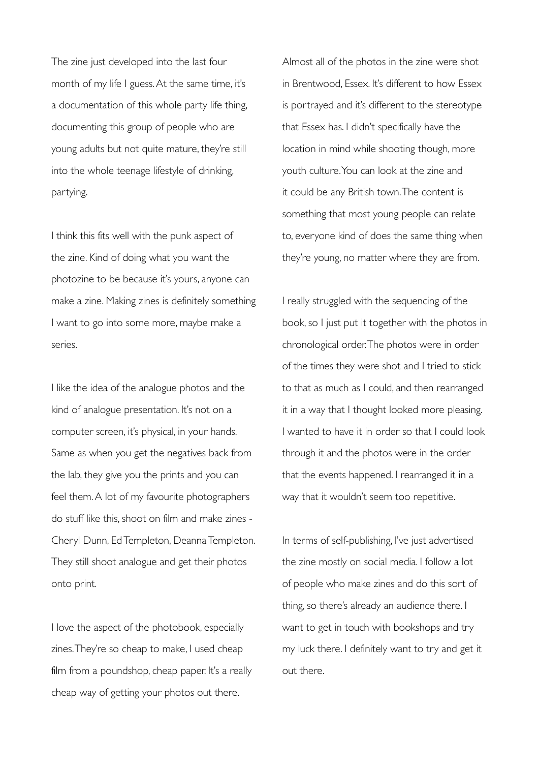The zine just developed into the last four month of my life I guess. At the same time, it's a documentation of this whole party life thing, documenting this group of people who are young adults but not quite mature, they're still into the whole teenage lifestyle of drinking, partying.

I think this fits well with the punk aspect of the zine. Kind of doing what you want the photozine to be because it's yours, anyone can make a zine. Making zines is definitely something I want to go into some more, maybe make a series.

I like the idea of the analogue photos and the kind of analogue presentation. It's not on a computer screen, it's physical, in your hands. Same as when you get the negatives back from the lab, they give you the prints and you can feel them. A lot of my favourite photographers do stuff like this, shoot on film and make zines - Cheryl Dunn, Ed Templeton, Deanna Templeton. They still shoot analogue and get their photos onto print.

I love the aspect of the photobook, especially zines. They're so cheap to make, I used cheap film from a poundshop, cheap paper. It's a really cheap way of getting your photos out there.

Almost all of the photos in the zine were shot in Brentwood, Essex. It's different to how Essex is portrayed and it's different to the stereotype that Essex has. I didn't specifically have the location in mind while shooting though, more youth culture. You can look at the zine and it could be any British town. The content is something that most young people can relate to, everyone kind of does the same thing when they're young, no matter where they are from.

I really struggled with the sequencing of the book, so I just put it together with the photos in chronological order. The photos were in order of the times they were shot and I tried to stick to that as much as I could, and then rearranged it in a way that I thought looked more pleasing. I wanted to have it in order so that I could look through it and the photos were in the order that the events happened. I rearranged it in a way that it wouldn't seem too repetitive.

In terms of self-publishing, I've just advertised the zine mostly on social media. I follow a lot of people who make zines and do this sort of thing, so there's already an audience there. I want to get in touch with bookshops and try my luck there. I definitely want to try and get it out there.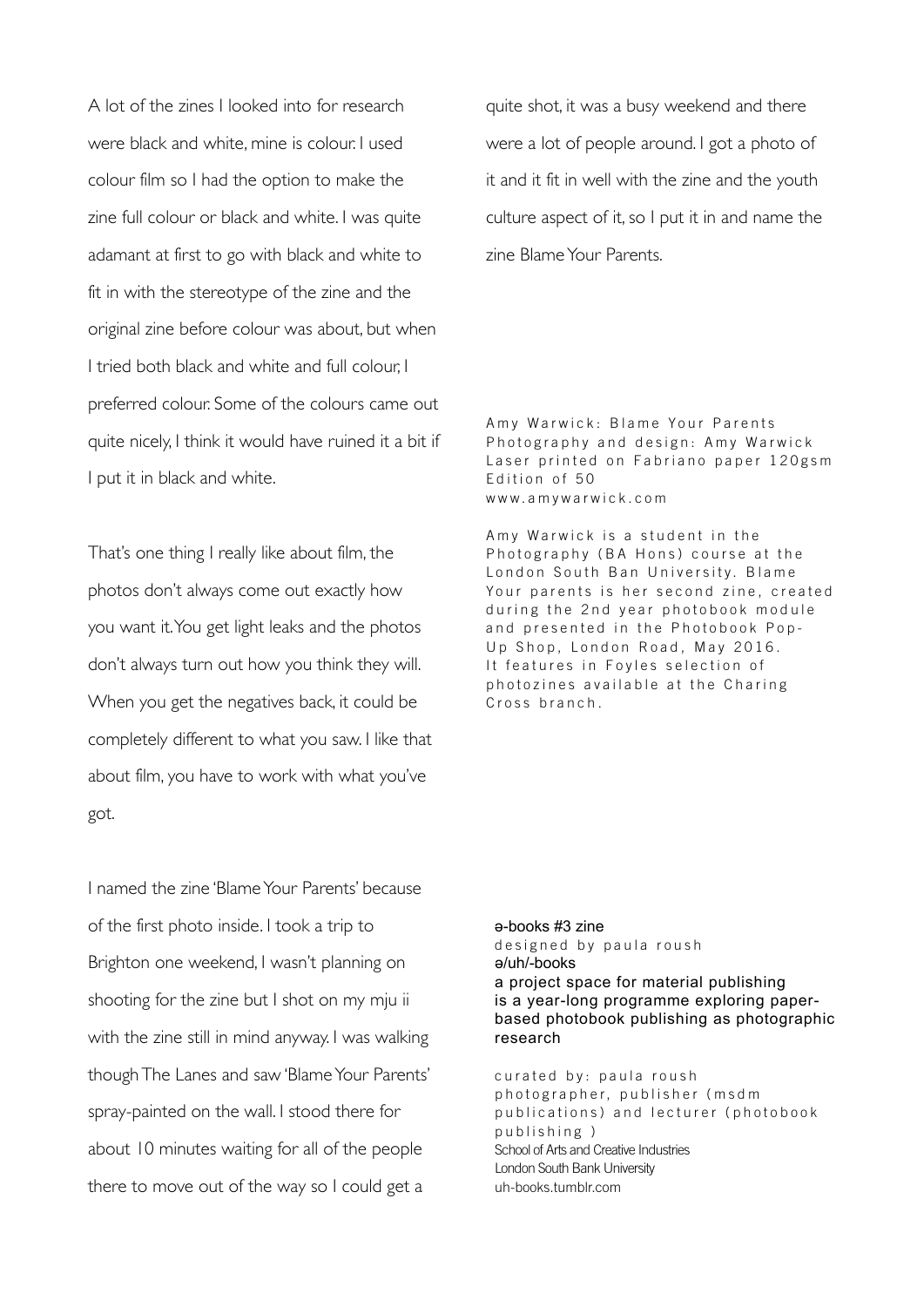A lot of the zines I looked into for research were black and white, mine is colour. I used colour film so I had the option to make the zine full colour or black and white. I was quite adamant at first to go with black and white to fit in with the stereotype of the zine and the original zine before colour was about, but when I tried both black and white and full colour, I preferred colour. Some of the colours came out quite nicely, I think it would have ruined it a bit if I put it in black and white.

That's one thing I really like about film, the photos don't always come out exactly how you want it. You get light leaks and the photos don't always turn out how you think they will. When you get the negatives back, it could be completely different to what you saw. I like that about film, you have to work with what you've got.

I named the zine 'Blame Your Parents' because of the first photo inside. I took a trip to Brighton one weekend, I wasn't planning on shooting for the zine but I shot on my mju ii with the zine still in mind anyway. I was walking though The Lanes and saw 'Blame Your Parents' spray-painted on the wall. I stood there for about 10 minutes waiting for all of the people there to move out of the way so I could get a quite shot, it was a busy weekend and there were a lot of people around. I got a photo of it and it fit in well with the zine and the youth culture aspect of it, so I put it in and name the zine Blame Your Parents.

Amy Warwick: Blame Your Parents
Photography and design: Amy Warwick
Laser printed on Fabriano paper 120gsm
Edition of 50
www.amywarwick.com

Amy Warwick is a student in the Photography (BA Hons) course at the London South Ban University. Blame Your parents is her second zine, created during the 2nd year photobook module and presented in the Photobook Pop-Up Shop, London Road, May 2016. It features in Foyles selection of photozines available at the Charing Cross branch.

ə-books #3 zine
designed by paula roush
ə/uh/-books
a project space for material publishing
is a year-long programme exploring paper-based photobook publishing as photographic research

curated by: paula roush
photographer, publisher (msdm publications) and lecturer (photobook publishing )
School of Arts and Creative Industries
London South Bank University
uh-books.tumblr.com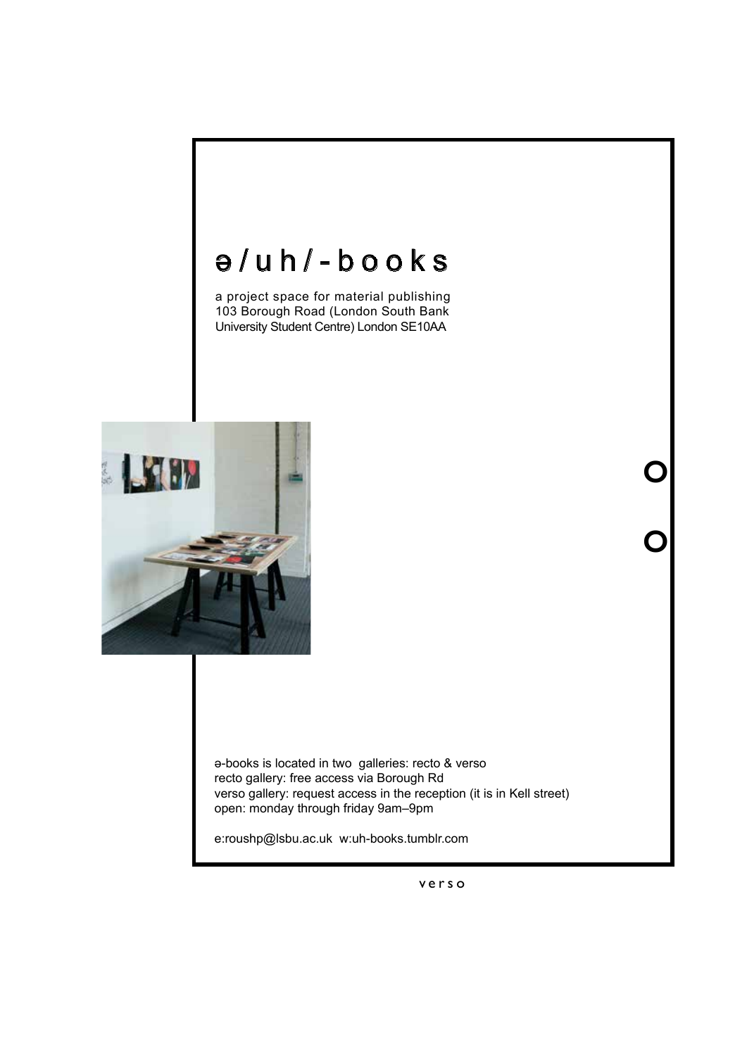# ə/uh/-books

a project space for material publishing
103 Borough Road (London South Bank
University Student Centre) London SE10AA

ə-books is located in two galleries: recto & verso
recto gallery: free access via Borough Rd
verso gallery: request access in the reception (it is in Kell street)
open: monday through friday 9am–9pm

e:roushp@lsbu.ac.uk w:uh-books.tumblr.com

verso